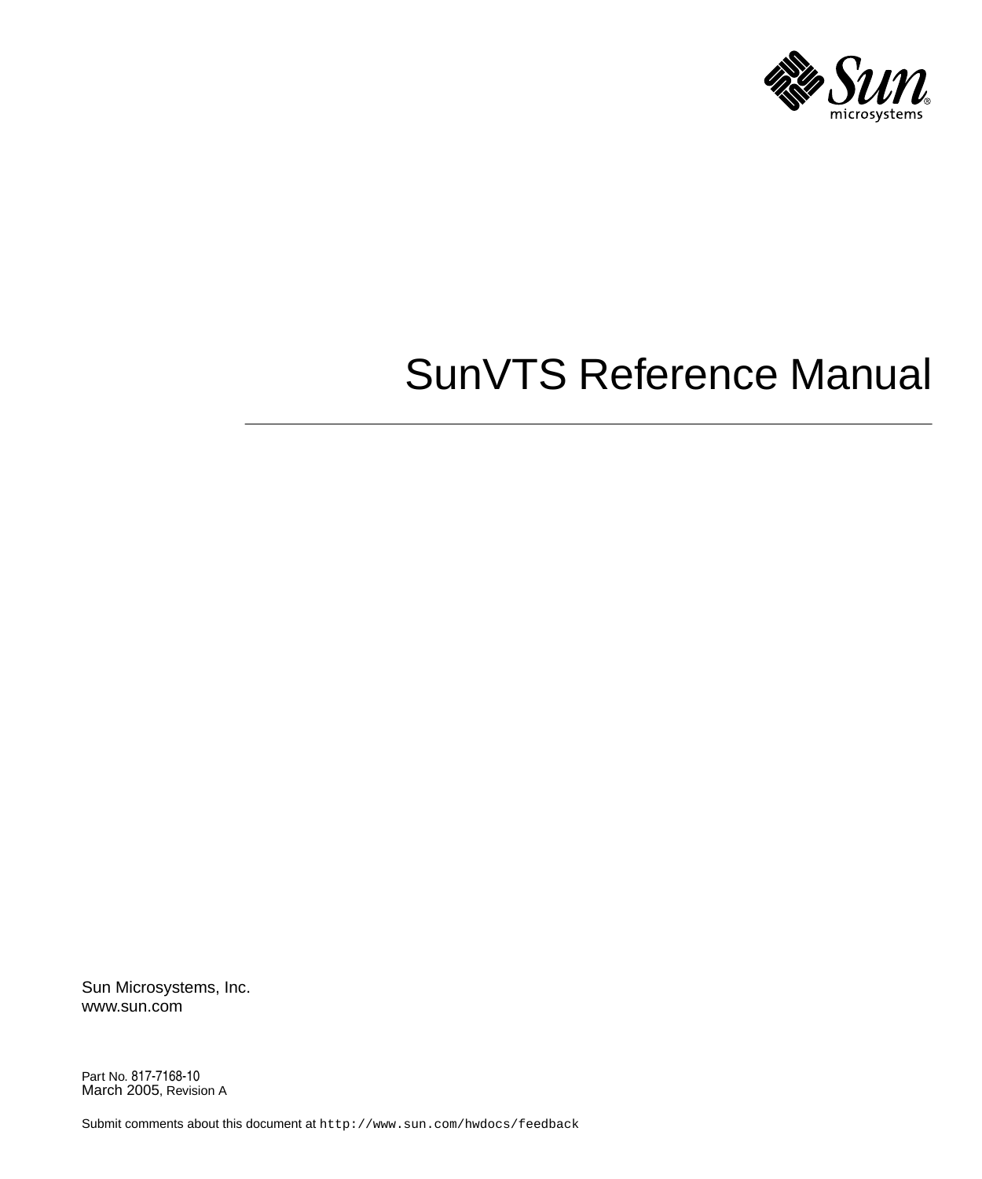# SunVTS Reference Manual

Sun Microsystems, Inc.
www.sun.com

Part No. 817-7168-10
March 2005, Revision A

Submit comments about this document at `http://www.sun.com/hwdocs/feedback`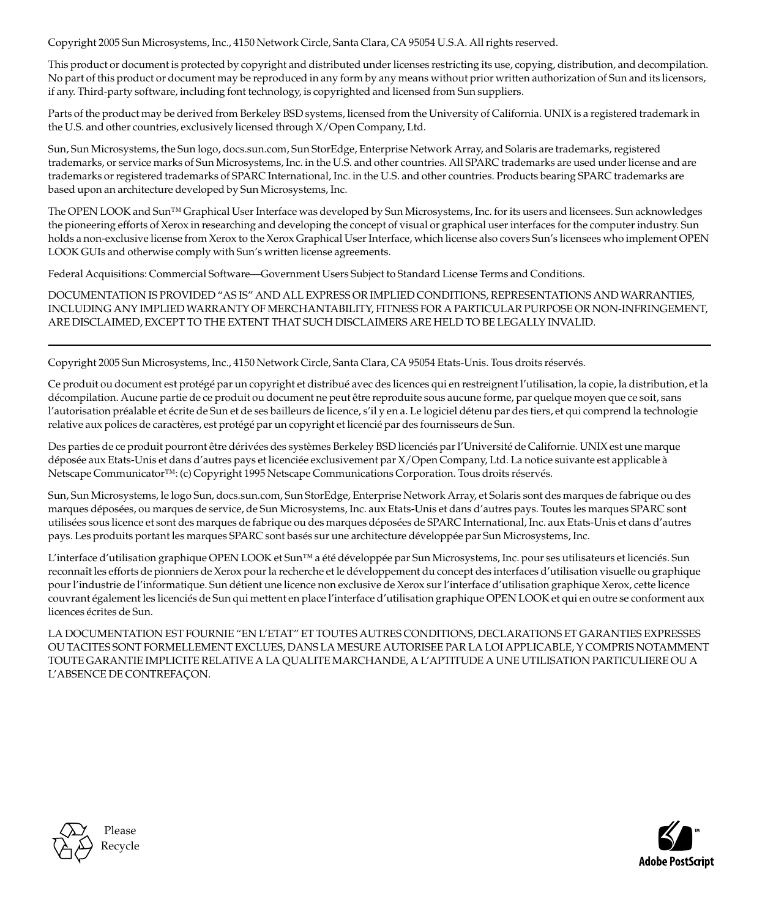Copyright 2005 Sun Microsystems, Inc., 4150 Network Circle, Santa Clara, CA 95054 U.S.A. All rights reserved.

This product or document is protected by copyright and distributed under licenses restricting its use, copying, distribution, and decompilation. No part of this product or document may be reproduced in any form by any means without prior written authorization of Sun and its licensors, if any. Third-party software, including font technology, is copyrighted and licensed from Sun suppliers.

Parts of the product may be derived from Berkeley BSD systems, licensed from the University of California. UNIX is a registered trademark in the U.S. and other countries, exclusively licensed through X/Open Company, Ltd.

Sun, Sun Microsystems, the Sun logo, docs.sun.com, Sun StorEdge, Enterprise Network Array, and Solaris are trademarks, registered trademarks, or service marks of Sun Microsystems, Inc. in the U.S. and other countries. All SPARC trademarks are used under license and are trademarks or registered trademarks of SPARC International, Inc. in the U.S. and other countries. Products bearing SPARC trademarks are based upon an architecture developed by Sun Microsystems, Inc.

The OPEN LOOK and Sun™ Graphical User Interface was developed by Sun Microsystems, Inc. for its users and licensees. Sun acknowledges the pioneering efforts of Xerox in researching and developing the concept of visual or graphical user interfaces for the computer industry. Sun holds a non-exclusive license from Xerox to the Xerox Graphical User Interface, which license also covers Sun's licensees who implement OPEN LOOK GUIs and otherwise comply with Sun's written license agreements.

Federal Acquisitions: Commercial Software—Government Users Subject to Standard License Terms and Conditions.

DOCUMENTATION IS PROVIDED "AS IS" AND ALL EXPRESS OR IMPLIED CONDITIONS, REPRESENTATIONS AND WARRANTIES, INCLUDING ANY IMPLIED WARRANTY OF MERCHANTABILITY, FITNESS FOR A PARTICULAR PURPOSE OR NON-INFRINGEMENT, ARE DISCLAIMED, EXCEPT TO THE EXTENT THAT SUCH DISCLAIMERS ARE HELD TO BE LEGALLY INVALID.

---

Copyright 2005 Sun Microsystems, Inc., 4150 Network Circle, Santa Clara, CA 95054 Etats-Unis. Tous droits réservés.

Ce produit ou document est protégé par un copyright et distribué avec des licences qui en restreignent l'utilisation, la copie, la distribution, et la décompilation. Aucune partie de ce produit ou document ne peut être reproduite sous aucune forme, par quelque moyen que ce soit, sans l'autorisation préalable et écrite de Sun et de ses bailleurs de licence, s'il y en a. Le logiciel détenu par des tiers, et qui comprend la technologie relative aux polices de caractères, est protégé par un copyright et licencié par des fournisseurs de Sun.

Des parties de ce produit pourront être dérivées des systèmes Berkeley BSD licenciés par l'Université de Californie. UNIX est une marque déposée aux Etats-Unis et dans d'autres pays et licenciée exclusivement par X/Open Company, Ltd. La notice suivante est applicable à Netscape Communicator™: (c) Copyright 1995 Netscape Communications Corporation. Tous droits réservés.

Sun, Sun Microsystems, le logo Sun, docs.sun.com, Sun StorEdge, Enterprise Network Array, et Solaris sont des marques de fabrique ou des marques déposées, ou marques de service, de Sun Microsystems, Inc. aux Etats-Unis et dans d'autres pays. Toutes les marques SPARC sont utilisées sous licence et sont des marques de fabrique ou des marques déposées de SPARC International, Inc. aux Etats-Unis et dans d'autres pays. Les produits portant les marques SPARC sont basés sur une architecture développée par Sun Microsystems, Inc.

L'interface d'utilisation graphique OPEN LOOK et Sun™ a été développée par Sun Microsystems, Inc. pour ses utilisateurs et licenciés. Sun reconnaît les efforts de pionniers de Xerox pour la recherche et le développement du concept des interfaces d'utilisation visuelle ou graphique pour l'industrie de l'informatique. Sun détient une licence non exclusive de Xerox sur l'interface d'utilisation graphique Xerox, cette licence couvrant également les licenciés de Sun qui mettent en place l'interface d'utilisation graphique OPEN LOOK et qui en outre se conforment aux licences écrites de Sun.

LA DOCUMENTATION EST FOURNIE "EN L'ETAT" ET TOUTES AUTRES CONDITIONS, DECLARATIONS ET GARANTIES EXPRESSES OU TACITES SONT FORMELLEMENT EXCLUES, DANS LA MESURE AUTORISEE PAR LA LOI APPLICABLE, Y COMPRIS NOTAMMENT TOUTE GARANTIE IMPLICITE RELATIVE A LA QUALITE MARCHANDE, A L'APTITUDE A UNE UTILISATION PARTICULIERE OU A L'ABSENCE DE CONTREFAÇON.

Please Recycle

Adobe PostScript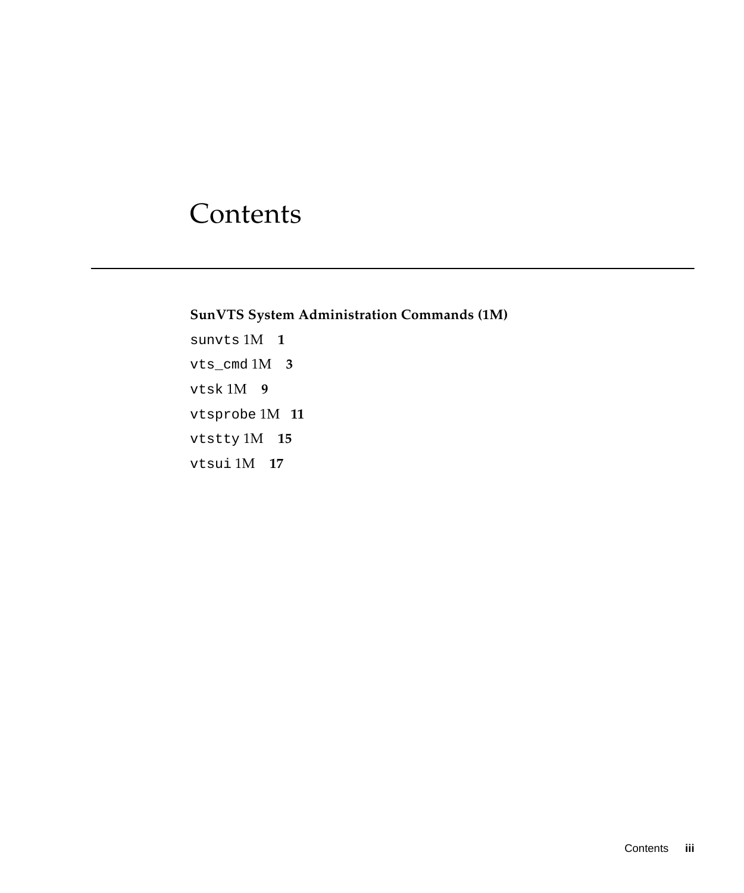# Contents

**SunVTS System Administration Commands (1M)**

`sunvts` 1M **1**

`vts_cmd` 1M **3**

`vtsk` 1M **9**

`vtsprobe` 1M **11**

`vtstty` 1M **15**

`vtsui` 1M **17**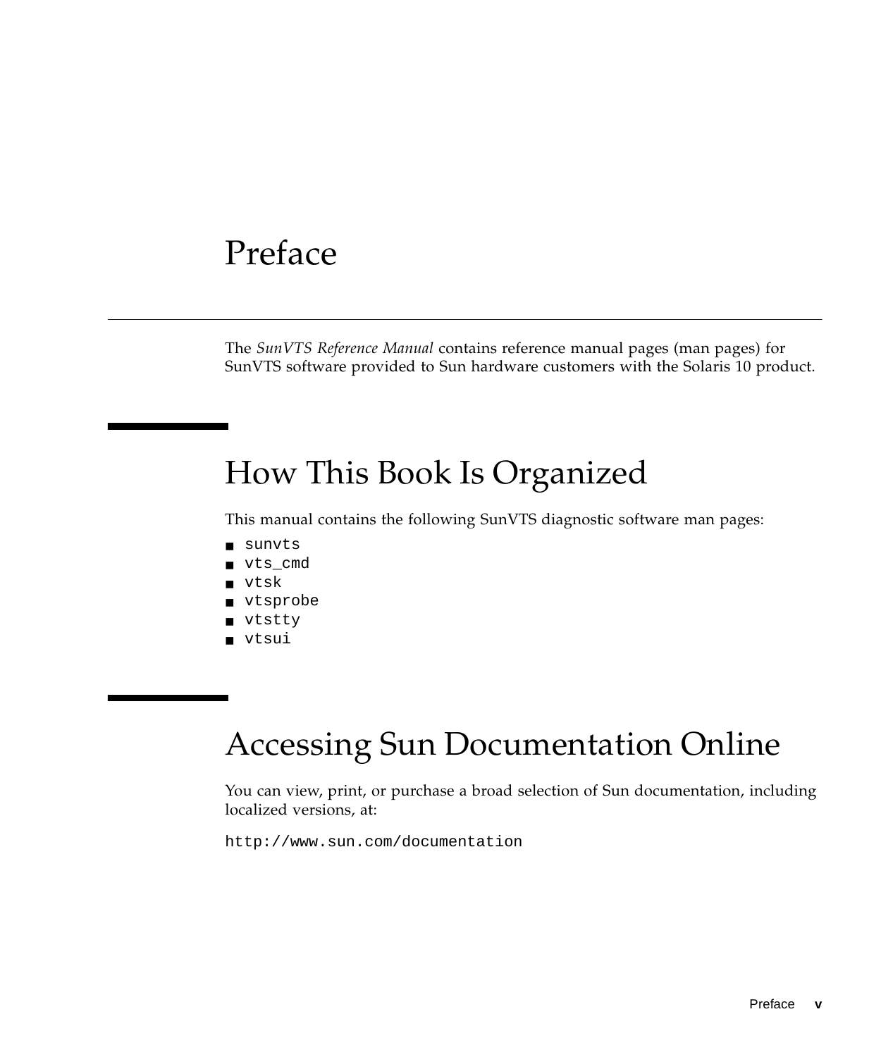# Preface

The *SunVTS Reference Manual* contains reference manual pages (man pages) for SunVTS software provided to Sun hardware customers with the Solaris 10 product.

## How This Book Is Organized

This manual contains the following SunVTS diagnostic software man pages:

- `sunvts`
- `vts_cmd`
- `vtsk`
- `vtsprobe`
- `vtstty`
- `vtsui`

## Accessing Sun Documentation Online

You can view, print, or purchase a broad selection of Sun documentation, including localized versions, at:

`http://www.sun.com/documentation`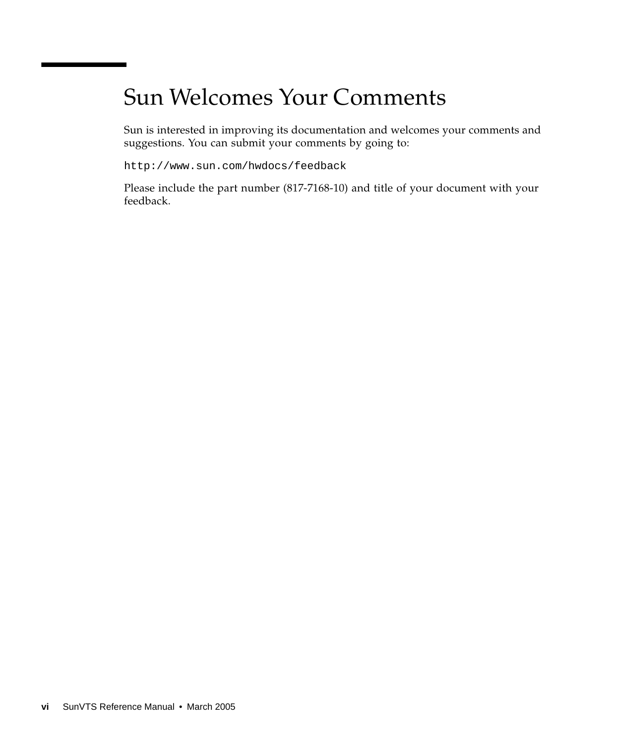# Sun Welcomes Your Comments

Sun is interested in improving its documentation and welcomes your comments and suggestions. You can submit your comments by going to:

```
http://www.sun.com/hwdocs/feedback
```

Please include the part number (817-7168-10) and title of your document with your feedback.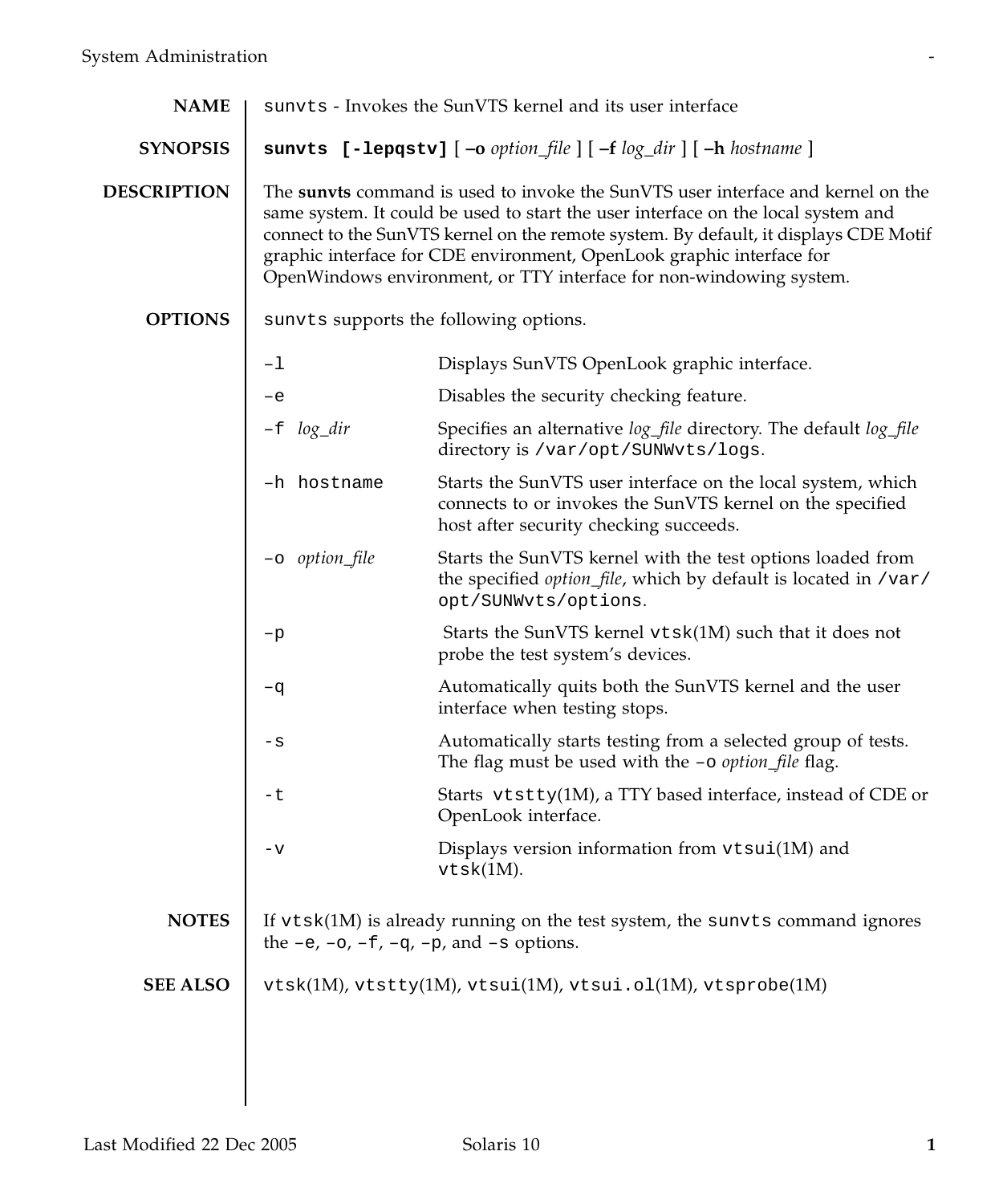## NAME

`sunvts` - Invokes the SunVTS kernel and its user interface

## SYNOPSIS

**`sunvts [-lepqstv]`** [ **–o** *option_file* ] [ **–f** *log_dir* ] [ **–h** *hostname* ]

## DESCRIPTION

The **sunvts** command is used to invoke the SunVTS user interface and kernel on the same system. It could be used to start the user interface on the local system and connect to the SunVTS kernel on the remote system. By default, it displays CDE Motif graphic interface for CDE environment, OpenLook graphic interface for OpenWindows environment, or TTY interface for non-windowing system.

## OPTIONS

`sunvts` supports the following options.

| Option | Description |
|---|---|
| `–l` | Displays SunVTS OpenLook graphic interface. |
| `–e` | Disables the security checking feature. |
| `–f` *log_dir* | Specifies an alternative *log_file* directory. The default *log_file* directory is `/var/opt/SUNWvts/logs`. |
| `–h hostname` | Starts the SunVTS user interface on the local system, which connects to or invokes the SunVTS kernel on the specified host after security checking succeeds. |
| `–o` *option_file* | Starts the SunVTS kernel with the test options loaded from the specified *option_file*, which by default is located in `/var/opt/SUNWvts/options`. |
| `–p` | Starts the SunVTS kernel `vtsk`(1M) such that it does not probe the test system's devices. |
| `–q` | Automatically quits both the SunVTS kernel and the user interface when testing stops. |
| `-s` | Automatically starts testing from a selected group of tests. The flag must be used with the `–o` *option_file* flag. |
| `-t` | Starts `vtstty`(1M), a TTY based interface, instead of CDE or OpenLook interface. |
| `-v` | Displays version information from `vtsui`(1M) and `vtsk`(1M). |

## NOTES

If `vtsk`(1M) is already running on the test system, the `sunvts` command ignores the `–e`, `–o`, `–f`, `–q`, `–p`, and `–s` options.

## SEE ALSO

`vtsk`(1M), `vtstty`(1M), `vtsui`(1M), `vtsui.ol`(1M), `vtsprobe`(1M)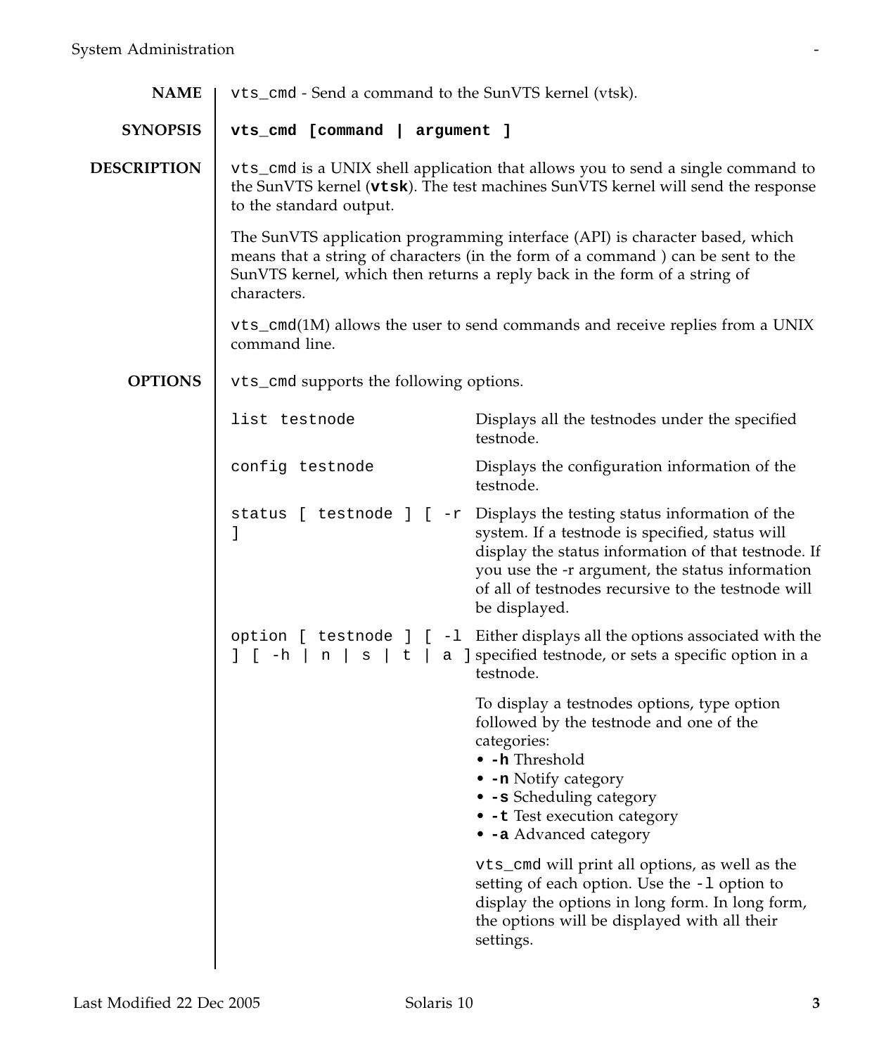## NAME

`vts_cmd` - Send a command to the SunVTS kernel (vtsk).

## SYNOPSIS

**`vts_cmd [command | argument ]`**

## DESCRIPTION

`vts_cmd` is a UNIX shell application that allows you to send a single command to the SunVTS kernel (**`vtsk`**). The test machines SunVTS kernel will send the response to the standard output.

The SunVTS application programming interface (API) is character based, which means that a string of characters (in the form of a command ) can be sent to the SunVTS kernel, which then returns a reply back in the form of a string of characters.

`vts_cmd`(1M) allows the user to send commands and receive replies from a UNIX command line.

## OPTIONS

`vts_cmd` supports the following options.

`list testnode`
: Displays all the testnodes under the specified testnode.

`config testnode`
: Displays the configuration information of the testnode.

`status [ testnode ] [ -r ]`
: Displays the testing status information of the system. If a testnode is specified, status will display the status information of that testnode. If you use the -r argument, the status information of all of testnodes recursive to the testnode will be displayed.

`option [ testnode ] [ -l ] [ -h | n | s | t | a ]`
: Either displays all the options associated with the specified testnode, or sets a specific option in a testnode.

  To display a testnodes options, type option followed by the testnode and one of the categories:
  - **`-h`** Threshold
  - **`-n`** Notify category
  - **`-s`** Scheduling category
  - **`-t`** Test execution category
  - **`-a`** Advanced category

  `vts_cmd` will print all options, as well as the setting of each option. Use the `-l` option to display the options in long form. In long form, the options will be displayed with all their settings.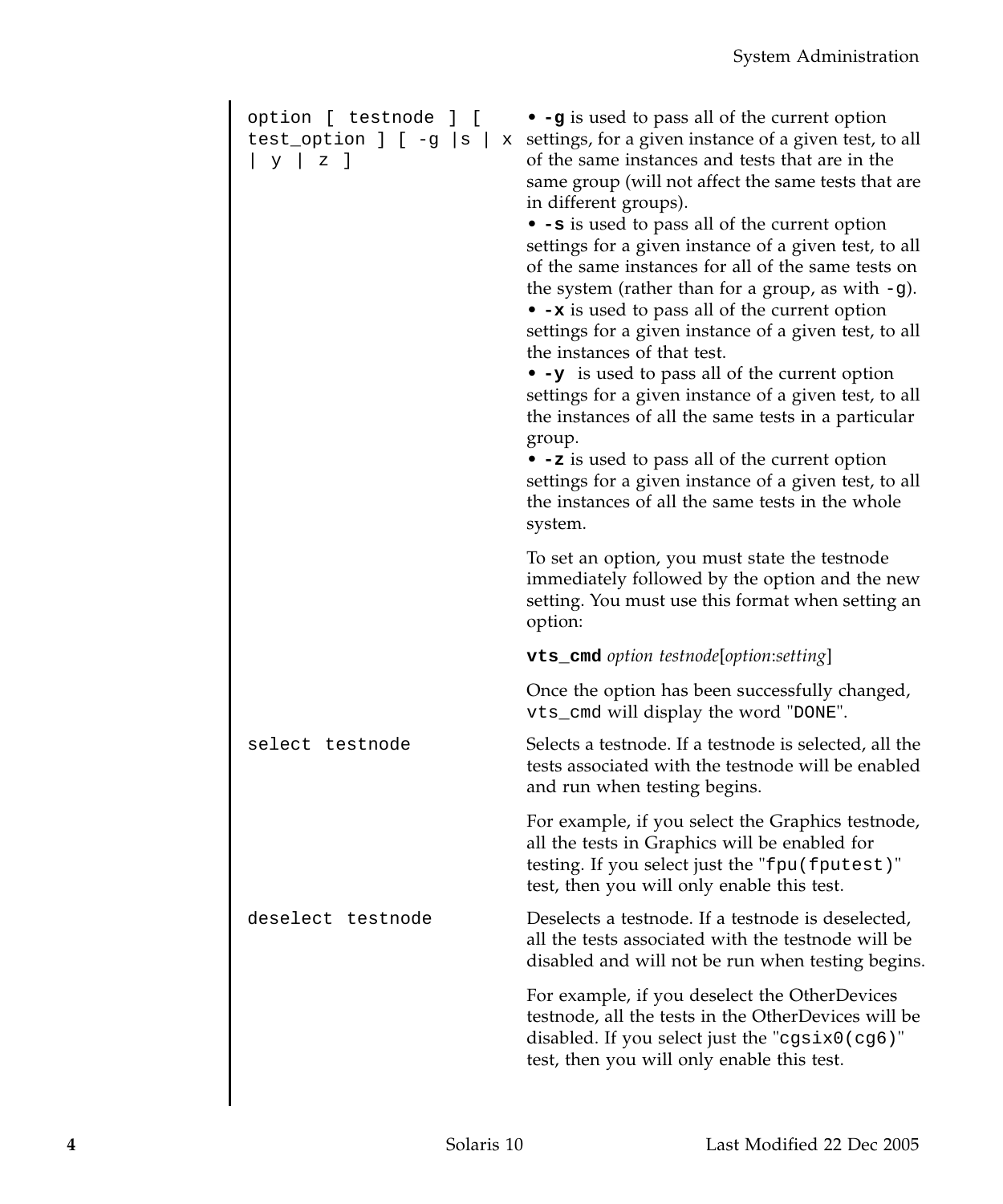| | |
|---|---|
| `option [ testnode ] [ test_option ] [ -g \|s \| x \| y \| z ]` | • **`-g`** is used to pass all of the current option settings, for a given instance of a given test, to all of the same instances and tests that are in the same group (will not affect the same tests that are in different groups).<br>• **`-s`** is used to pass all of the current option settings for a given instance of a given test, to all of the same instances for all of the same tests on the system (rather than for a group, as with `-g`).<br>• **`-x`** is used to pass all of the current option settings for a given instance of a given test, to all the instances of that test.<br>• **`-y`** is used to pass all of the current option settings for a given instance of a given test, to all the instances of all the same tests in a particular group.<br>• **`-z`** is used to pass all of the current option settings for a given instance of a given test, to all the instances of all the same tests in the whole system.<br><br>To set an option, you must state the testnode immediately followed by the option and the new setting. You must use this format when setting an option:<br><br>**`vts_cmd`** *option testnode*[*option*:*setting*]<br><br>Once the option has been successfully changed, `vts_cmd` will display the word "`DONE`". |
| `select testnode` | Selects a testnode. If a testnode is selected, all the tests associated with the testnode will be enabled and run when testing begins.<br><br>For example, if you select the Graphics testnode, all the tests in Graphics will be enabled for testing. If you select just the "`fpu(fputest)`" test, then you will only enable this test. |
| `deselect testnode` | Deselects a testnode. If a testnode is deselected, all the tests associated with the testnode will be disabled and will not be run when testing begins.<br><br>For example, if you deselect the OtherDevices testnode, all the tests in the OtherDevices will be disabled. If you select just the "`cgsix0(cg6)`" test, then you will only enable this test. |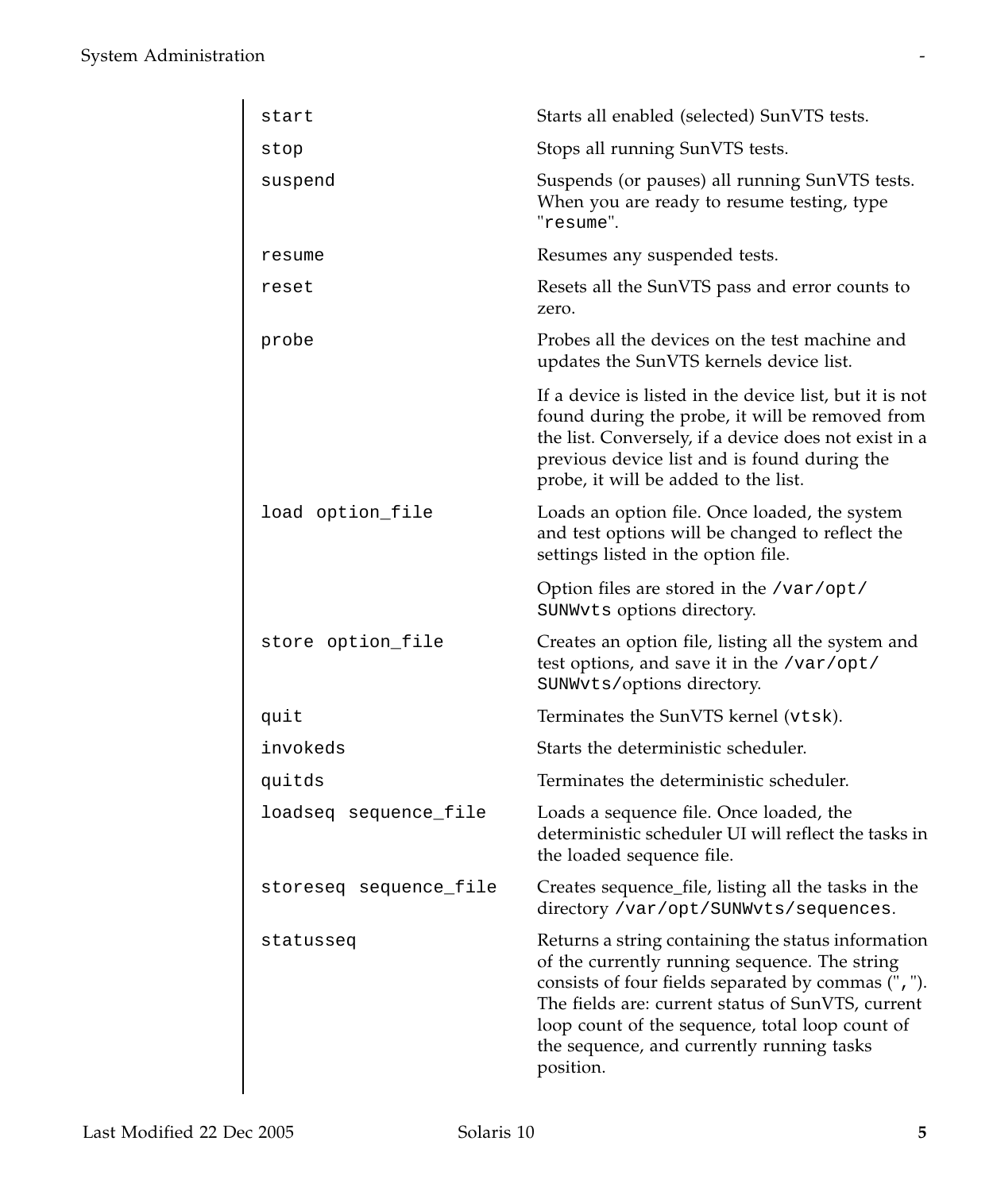| | |
|---|---|
| `start` | Starts all enabled (selected) SunVTS tests. |
| `stop` | Stops all running SunVTS tests. |
| `suspend` | Suspends (or pauses) all running SunVTS tests. When you are ready to resume testing, type "`resume`". |
| `resume` | Resumes any suspended tests. |
| `reset` | Resets all the SunVTS pass and error counts to zero. |
| `probe` | Probes all the devices on the test machine and updates the SunVTS kernels device list.<br><br>If a device is listed in the device list, but it is not found during the probe, it will be removed from the list. Conversely, if a device does not exist in a previous device list and is found during the probe, it will be added to the list. |
| `load option_file` | Loads an option file. Once loaded, the system and test options will be changed to reflect the settings listed in the option file.<br><br>Option files are stored in the `/var/opt/SUNWvts` options directory. |
| `store option_file` | Creates an option file, listing all the system and test options, and save it in the `/var/opt/SUNWvts/`options directory. |
| `quit` | Terminates the SunVTS kernel (`vtsk`). |
| `invokeds` | Starts the deterministic scheduler. |
| `quitds` | Terminates the deterministic scheduler. |
| `loadseq sequence_file` | Loads a sequence file. Once loaded, the deterministic scheduler UI will reflect the tasks in the loaded sequence file. |
| `storeseq sequence_file` | Creates sequence_file, listing all the tasks in the directory `/var/opt/SUNWvts/sequences`. |
| `statusseq` | Returns a string containing the status information of the currently running sequence. The string consists of four fields separated by commas ("`,`"). The fields are: current status of SunVTS, current loop count of the sequence, total loop count of the sequence, and currently running tasks position. |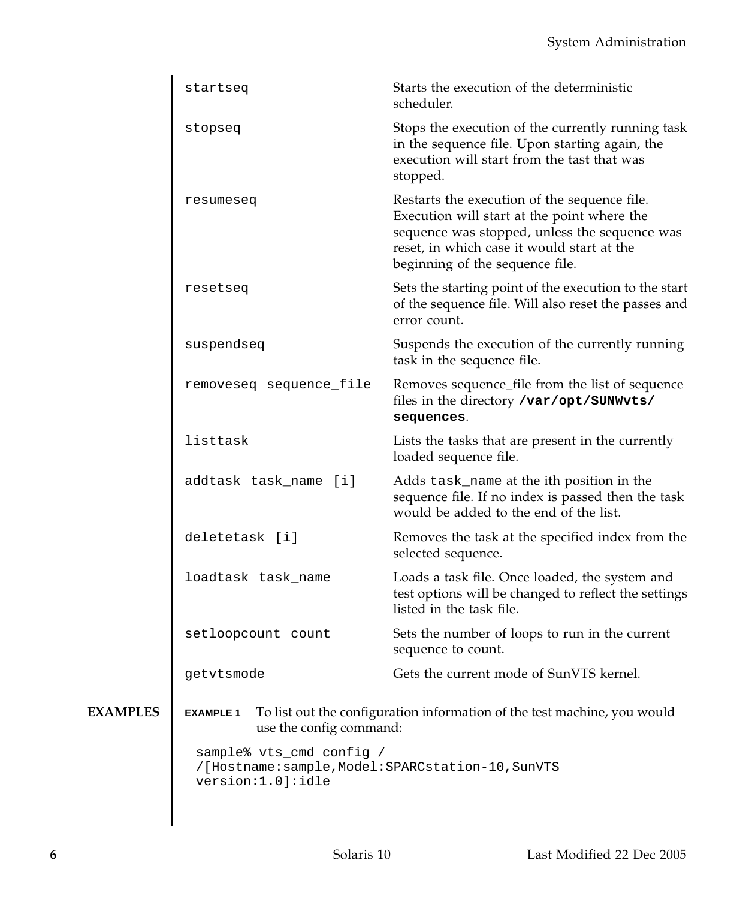| | |
|---|---|
| `startseq` | Starts the execution of the deterministic scheduler. |
| `stopseq` | Stops the execution of the currently running task in the sequence file. Upon starting again, the execution will start from the tast that was stopped. |
| `resumeseq` | Restarts the execution of the sequence file. Execution will start at the point where the sequence was stopped, unless the sequence was reset, in which case it would start at the beginning of the sequence file. |
| `resetseq` | Sets the starting point of the execution to the start of the sequence file. Will also reset the passes and error count. |
| `suspendseq` | Suspends the execution of the currently running task in the sequence file. |
| `removeseq sequence_file` | Removes sequence_file from the list of sequence files in the directory **`/var/opt/SUNWvts/sequences`**. |
| `listtask` | Lists the tasks that are present in the currently loaded sequence file. |
| `addtask task_name [i]` | Adds `task_name` at the ith position in the sequence file. If no index is passed then the task would be added to the end of the list. |
| `deletetask [i]` | Removes the task at the specified index from the selected sequence. |
| `loadtask task_name` | Loads a task file. Once loaded, the system and test options will be changed to reflect the settings listed in the task file. |
| `setloopcount count` | Sets the number of loops to run in the current sequence to count. |
| `getvtsmode` | Gets the current mode of SunVTS kernel. |

## EXAMPLES

**EXAMPLE 1** To list out the configuration information of the test machine, you would use the config command:

```
sample% vts_cmd config /
/[Hostname:sample,Model:SPARCstation-10,SunVTS
version:1.0]:idle
```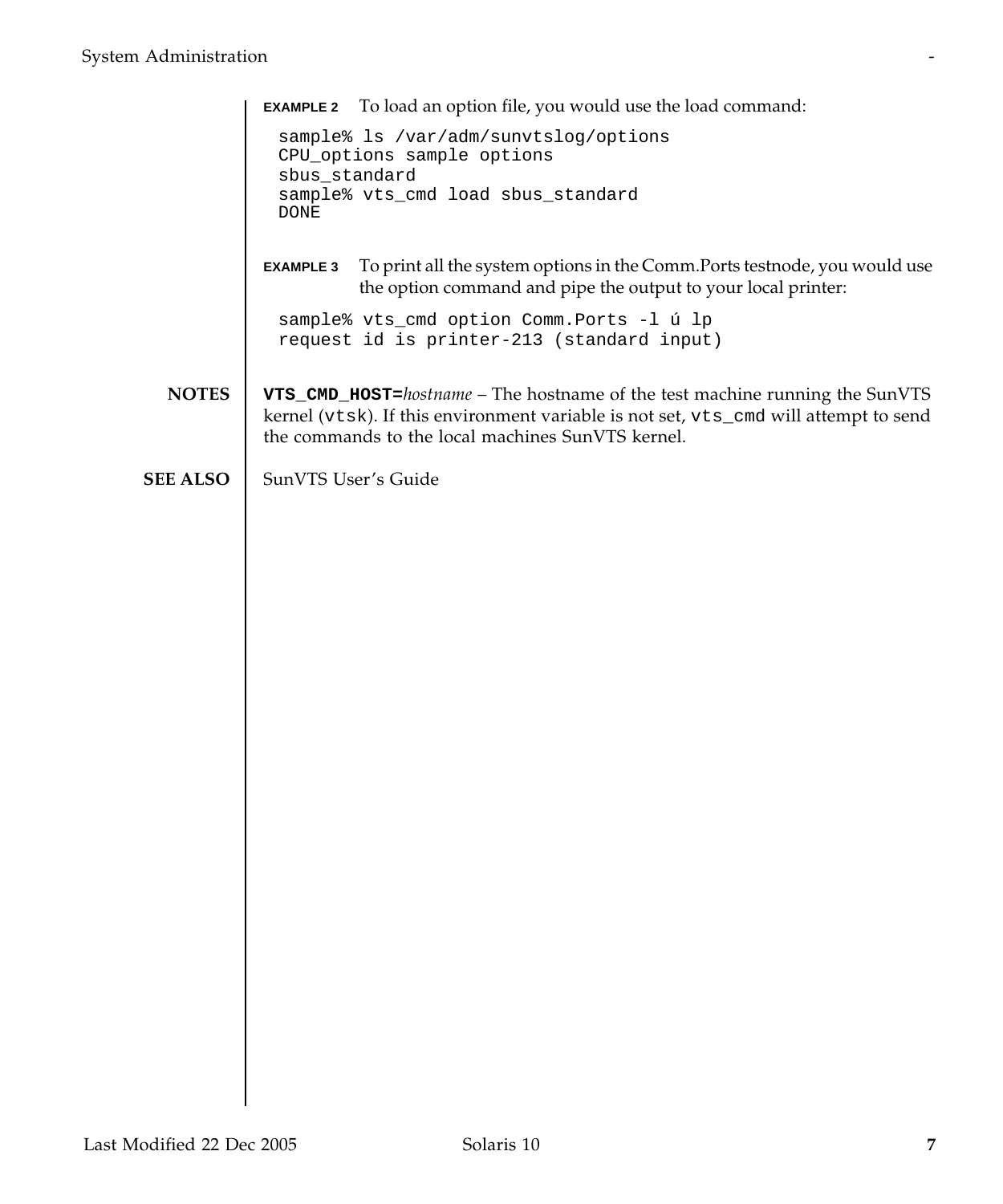**EXAMPLE 2** To load an option file, you would use the load command:

```
sample% ls /var/adm/sunvtslog/options
CPU_options sample options
sbus_standard
sample% vts_cmd load sbus_standard
DONE
```

**EXAMPLE 3** To print all the system options in the Comm.Ports testnode, you would use the option command and pipe the output to your local printer:

```
sample% vts_cmd option Comm.Ports -l ú lp
request id is printer-213 (standard input)
```

## NOTES

**`VTS_CMD_HOST=`***hostname* – The hostname of the test machine running the SunVTS kernel (`vtsk`). If this environment variable is not set, `vts_cmd` will attempt to send the commands to the local machines SunVTS kernel.

## SEE ALSO

SunVTS User’s Guide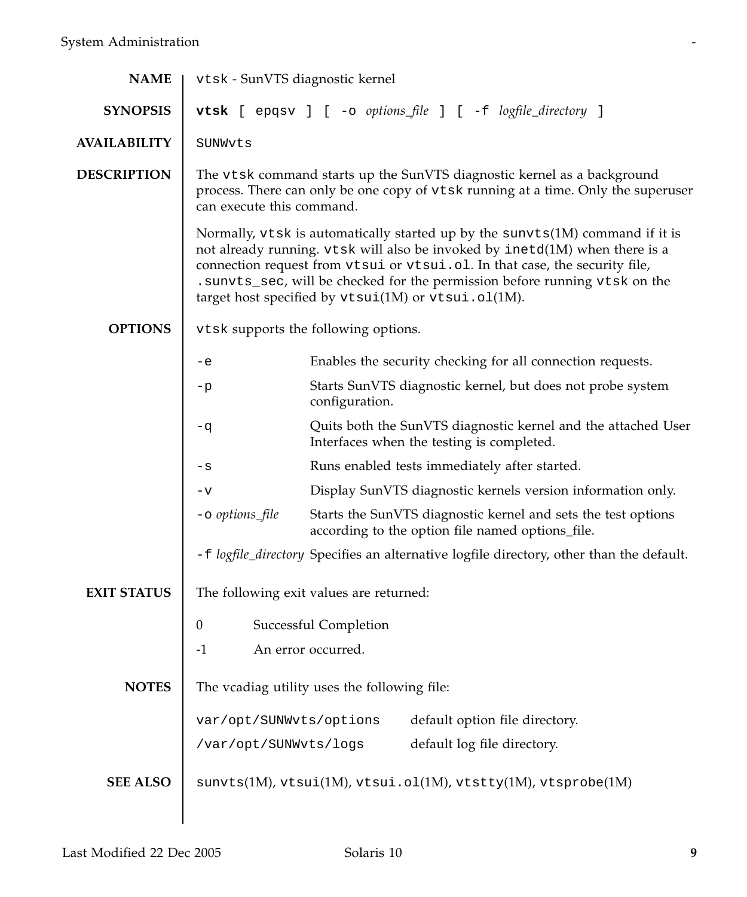## NAME

`vtsk` - SunVTS diagnostic kernel

## SYNOPSIS

**`vtsk`** `[ epqsv ] [ -o` *options_file* `] [ -f` *logfile_directory* `]`

## AVAILABILITY

`SUNWvts`

## DESCRIPTION

The `vtsk` command starts up the SunVTS diagnostic kernel as a background process. There can only be one copy of `vtsk` running at a time. Only the superuser can execute this command.

Normally, `vtsk` is automatically started up by the `sunvts`(1M) command if it is not already running. `vtsk` will also be invoked by `inetd`(1M) when there is a connection request from `vtsui` or `vtsui.ol`. In that case, the security file, `.sunvts_sec`, will be checked for the permission before running `vtsk` on the target host specified by `vtsui`(1M) or `vtsui.ol`(1M).

## OPTIONS

`vtsk` supports the following options.

| Option | Description |
|---|---|
| `-e` | Enables the security checking for all connection requests. |
| `-p` | Starts SunVTS diagnostic kernel, but does not probe system configuration. |
| `-q` | Quits both the SunVTS diagnostic kernel and the attached User Interfaces when the testing is completed. |
| `-s` | Runs enabled tests immediately after started. |
| `-v` | Display SunVTS diagnostic kernels version information only. |
| `-o` *options_file* | Starts the SunVTS diagnostic kernel and sets the test options according to the option file named options_file. |
| `-f` *logfile_directory* | Specifies an alternative logfile directory, other than the default. |

## EXIT STATUS

The following exit values are returned:

| Value | Meaning |
|---|---|
| 0 | Successful Completion |
| -1 | An error occurred. |

## NOTES

The vcadiag utility uses the following file:

| File | Description |
|---|---|
| `var/opt/SUNWvts/options` | default option file directory. |
| `/var/opt/SUNWvts/logs` | default log file directory. |

## SEE ALSO

`sunvts`(1M), `vtsui`(1M), `vtsui.ol`(1M), `vtstty`(1M), `vtsprobe`(1M)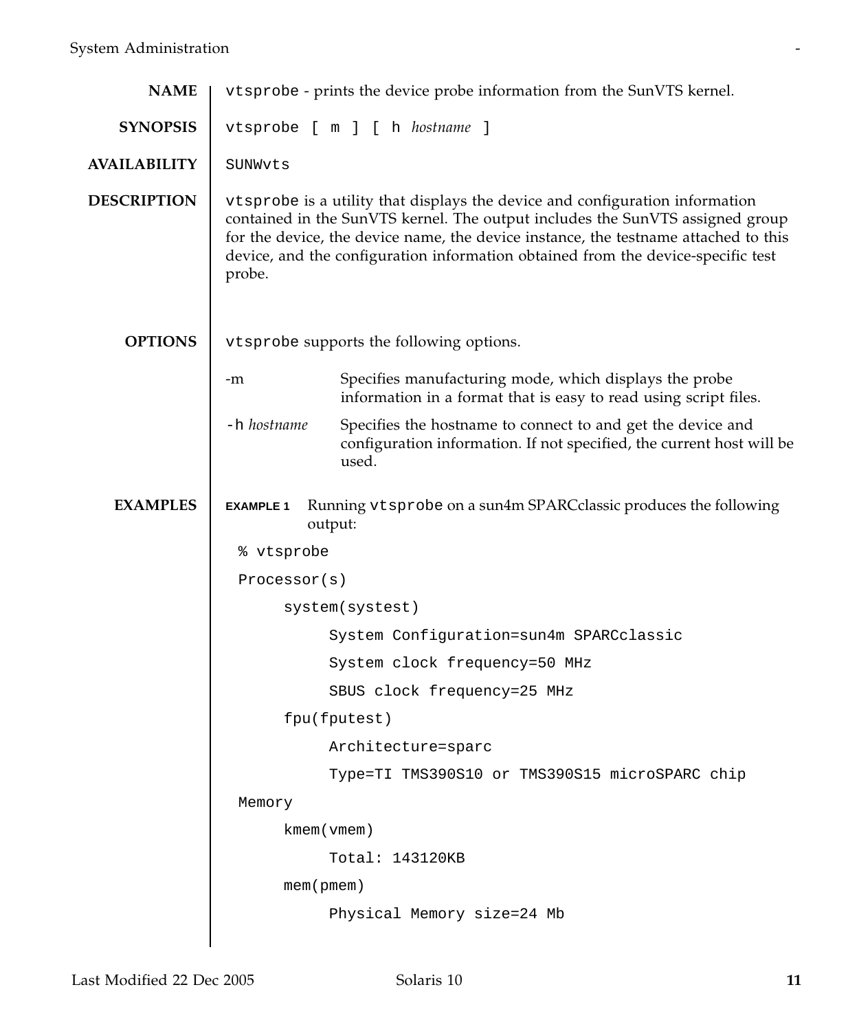## NAME

`vtsprobe` - prints the device probe information from the SunVTS kernel.

## SYNOPSIS

`vtsprobe [ m ] [ h` *hostname* `]`

## AVAILABILITY

`SUNWvts`

## DESCRIPTION

`vtsprobe` is a utility that displays the device and configuration information contained in the SunVTS kernel. The output includes the SunVTS assigned group for the device, the device name, the device instance, the testname attached to this device, and the configuration information obtained from the device-specific test probe.

## OPTIONS

`vtsprobe` supports the following options.

| | |
|---|---|
| -m | Specifies manufacturing mode, which displays the probe information in a format that is easy to read using script files. |
| `-h` *hostname* | Specifies the hostname to connect to and get the device and configuration information. If not specified, the current host will be used. |

## EXAMPLES

**EXAMPLE 1** Running `vtsprobe` on a sun4m SPARCclassic produces the following output:

```
% vtsprobe
Processor(s)
     system(systest)
          System Configuration=sun4m SPARCclassic
          System clock frequency=50 MHz
          SBUS clock frequency=25 MHz
     fpu(fputest)
          Architecture=sparc
          Type=TI TMS390S10 or TMS390S15 microSPARC chip
Memory
     kmem(vmem)
          Total: 143120KB
     mem(pmem)
          Physical Memory size=24 Mb
```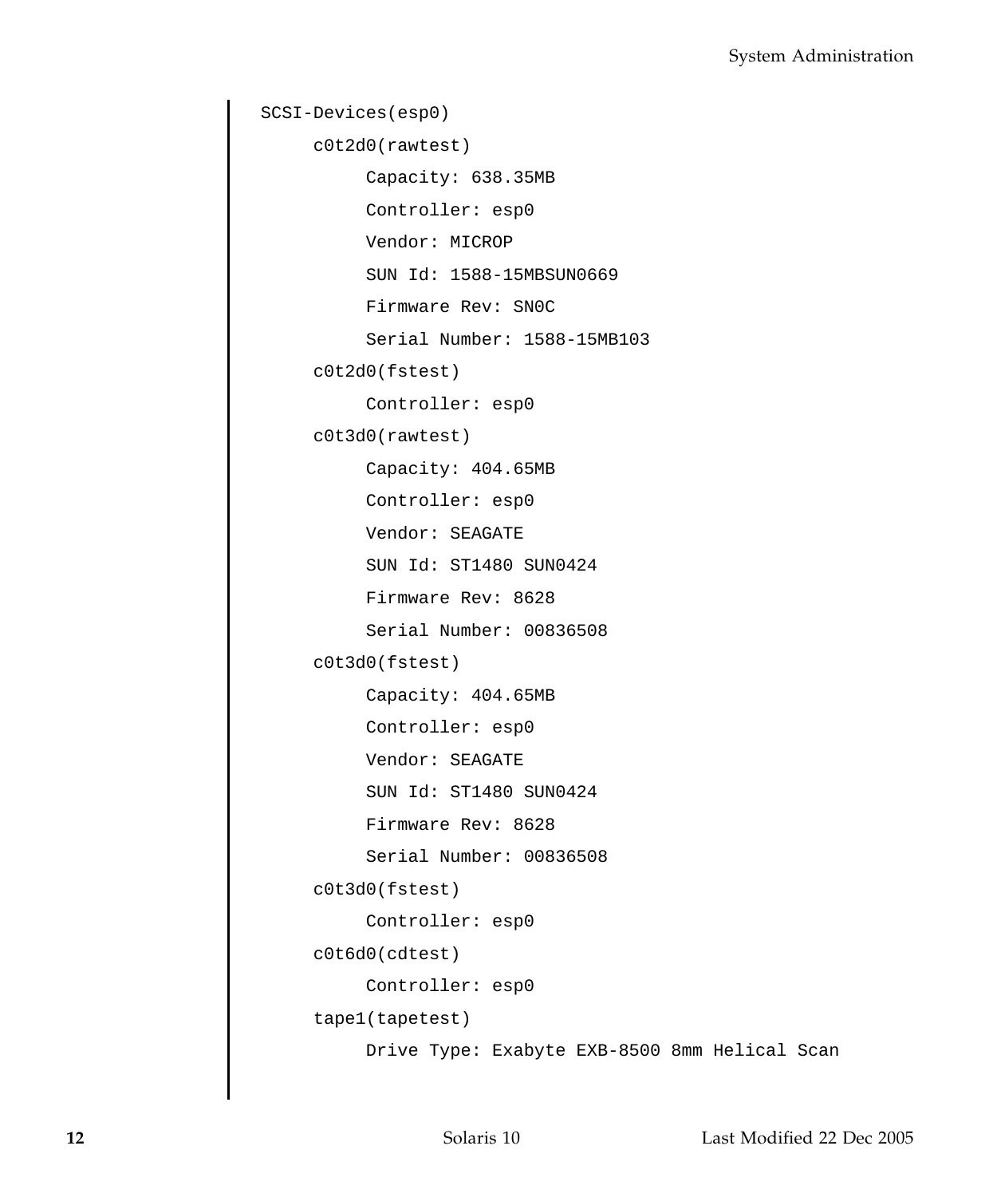```
SCSI-Devices(esp0)
     c0t2d0(rawtest)
          Capacity: 638.35MB
          Controller: esp0
          Vendor: MICROP
          SUN Id: 1588-15MBSUN0669
          Firmware Rev: SN0C
          Serial Number: 1588-15MB103
     c0t2d0(fstest)
          Controller: esp0
     c0t3d0(rawtest)
          Capacity: 404.65MB
          Controller: esp0
          Vendor: SEAGATE
          SUN Id: ST1480 SUN0424
          Firmware Rev: 8628
          Serial Number: 00836508
     c0t3d0(fstest)
          Capacity: 404.65MB
          Controller: esp0
          Vendor: SEAGATE
          SUN Id: ST1480 SUN0424
          Firmware Rev: 8628
          Serial Number: 00836508
     c0t3d0(fstest)
          Controller: esp0
     c0t6d0(cdtest)
          Controller: esp0
     tape1(tapetest)
          Drive Type: Exabyte EXB-8500 8mm Helical Scan
```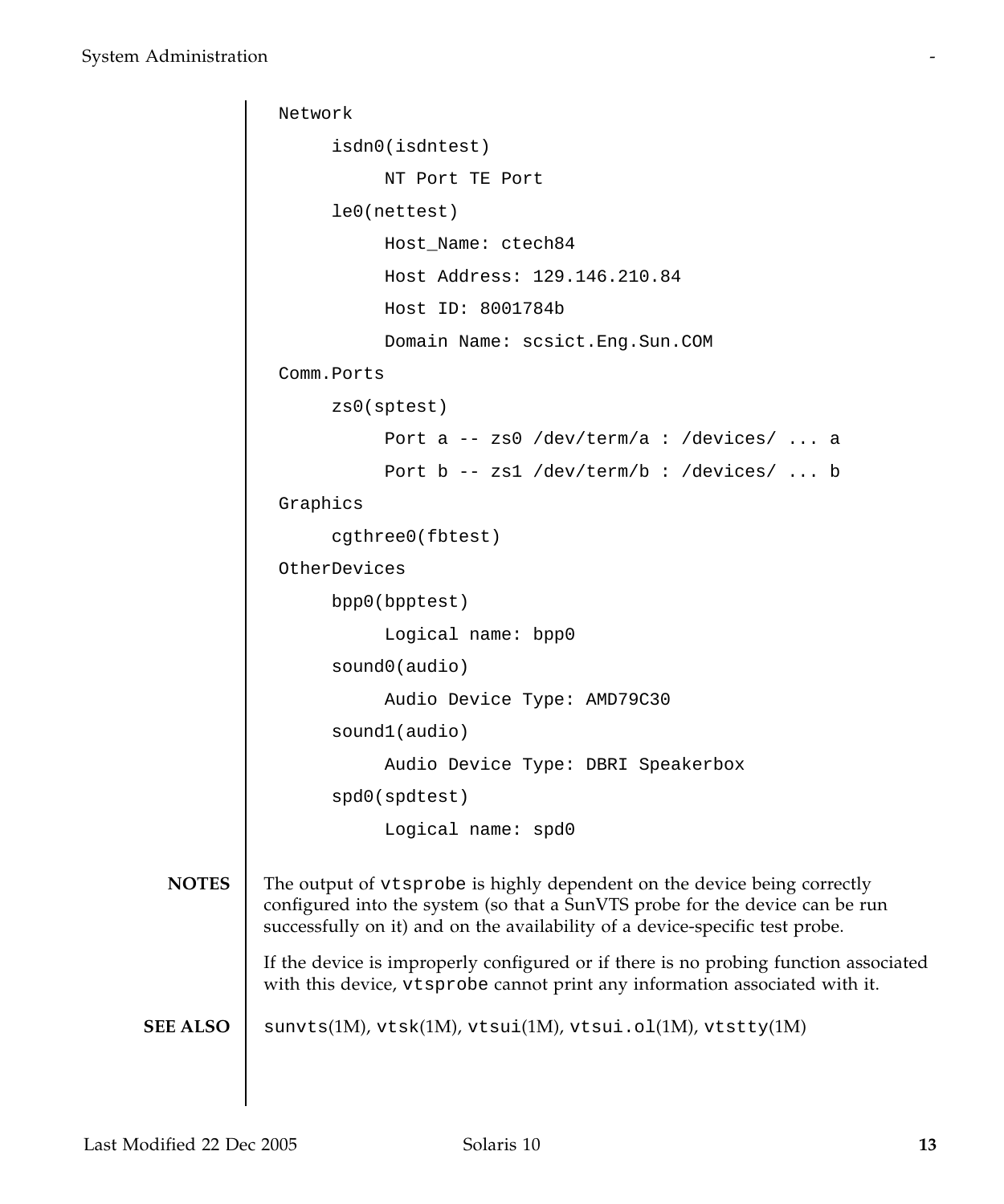```
Network
     isdn0(isdntest)
          NT Port TE Port
     le0(nettest)
          Host_Name: ctech84
          Host Address: 129.146.210.84
          Host ID: 8001784b
          Domain Name: scsict.Eng.Sun.COM
Comm.Ports
     zs0(sptest)
          Port a -- zs0 /dev/term/a : /devices/ ... a
          Port b -- zs1 /dev/term/b : /devices/ ... b
Graphics
     cgthree0(fbtest)
OtherDevices
     bpp0(bpptest)
          Logical name: bpp0
     sound0(audio)
          Audio Device Type: AMD79C30
     sound1(audio)
          Audio Device Type: DBRI Speakerbox
     spd0(spdtest)
          Logical name: spd0
```

## NOTES

The output of `vtsprobe` is highly dependent on the device being correctly configured into the system (so that a SunVTS probe for the device can be run successfully on it) and on the availability of a device-specific test probe.

If the device is improperly configured or if there is no probing function associated with this device, `vtsprobe` cannot print any information associated with it.

## SEE ALSO

`sunvts`(1M), `vtsk`(1M), `vtsui`(1M), `vtsui.ol`(1M), `vtstty`(1M)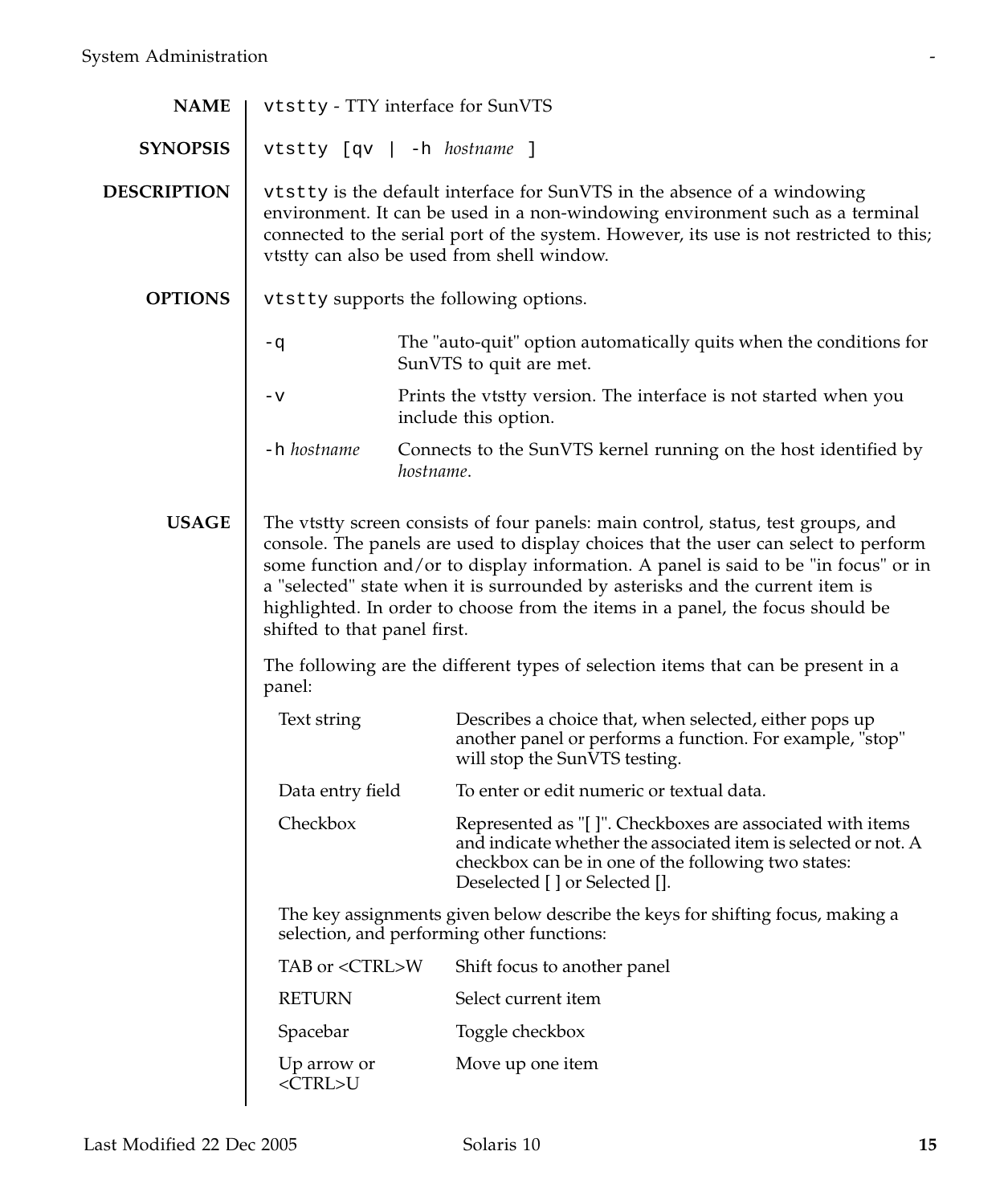## NAME

`vtstty` - TTY interface for SunVTS

## SYNOPSIS

`vtstty [qv | -h` *hostname* `]`

## DESCRIPTION

`vtstty` is the default interface for SunVTS in the absence of a windowing environment. It can be used in a non-windowing environment such as a terminal connected to the serial port of the system. However, its use is not restricted to this; vtstty can also be used from shell window.

## OPTIONS

`vtstty` supports the following options.

| Option | Description |
|---|---|
| `-q` | The "auto-quit" option automatically quits when the conditions for SunVTS to quit are met. |
| `-v` | Prints the vtstty version. The interface is not started when you include this option. |
| `-h` *hostname* | Connects to the SunVTS kernel running on the host identified by *hostname*. |

## USAGE

The vtstty screen consists of four panels: main control, status, test groups, and console. The panels are used to display choices that the user can select to perform some function and/or to display information. A panel is said to be "in focus" or in a "selected" state when it is surrounded by asterisks and the current item is highlighted. In order to choose from the items in a panel, the focus should be shifted to that panel first.

The following are the different types of selection items that can be present in a panel:

| Item | Description |
|---|---|
| Text string | Describes a choice that, when selected, either pops up another panel or performs a function. For example, "stop" will stop the SunVTS testing. |
| Data entry field | To enter or edit numeric or textual data. |
| Checkbox | Represented as "[ ]". Checkboxes are associated with items and indicate whether the associated item is selected or not. A checkbox can be in one of the following two states: Deselected [ ] or Selected []. |

The key assignments given below describe the keys for shifting focus, making a selection, and performing other functions:

| Key | Function |
|---|---|
| TAB or <CTRL>W | Shift focus to another panel |
| RETURN | Select current item |
| Spacebar | Toggle checkbox |
| Up arrow or <CTRL>U | Move up one item |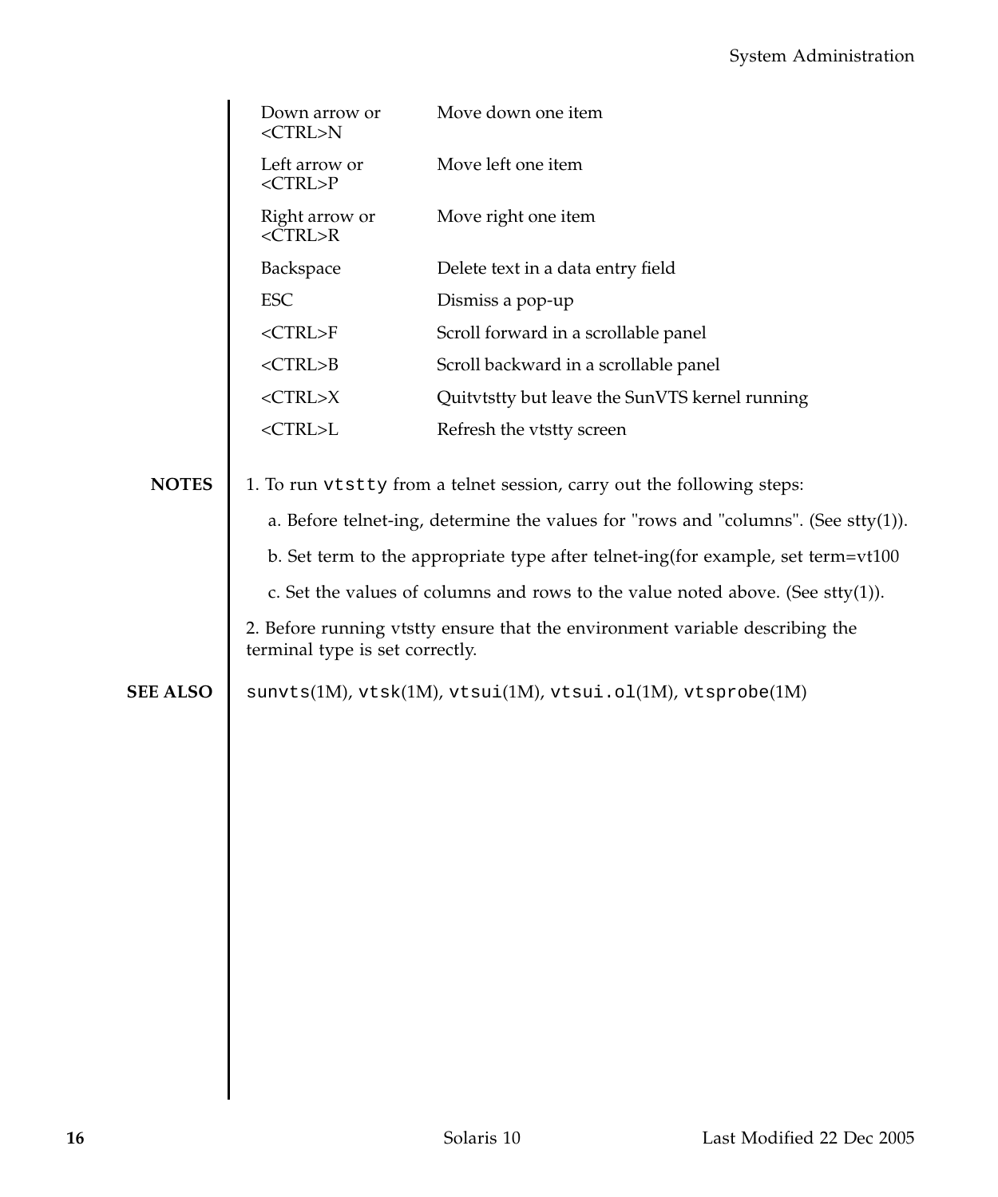| | |
|---|---|
| Down arrow or <CTRL>N | Move down one item |
| Left arrow or <CTRL>P | Move left one item |
| Right arrow or <CTRL>R | Move right one item |
| Backspace | Delete text in a data entry field |
| ESC | Dismiss a pop-up |
| <CTRL>F | Scroll forward in a scrollable panel |
| <CTRL>B | Scroll backward in a scrollable panel |
| <CTRL>X | Quitvtstty but leave the SunVTS kernel running |
| <CTRL>L | Refresh the vtstty screen |

**NOTES**

1. To run `vtstty` from a telnet session, carry out the following steps:

   a. Before telnet-ing, determine the values for "rows and "columns". (See stty(1)).

   b. Set term to the appropriate type after telnet-ing(for example, set term=vt100

   c. Set the values of columns and rows to the value noted above. (See stty(1)).

2. Before running vtstty ensure that the environment variable describing the terminal type is set correctly.

**SEE ALSO**

`sunvts`(1M), `vtsk`(1M), `vtsui`(1M), `vtsui.ol`(1M), `vtsprobe`(1M)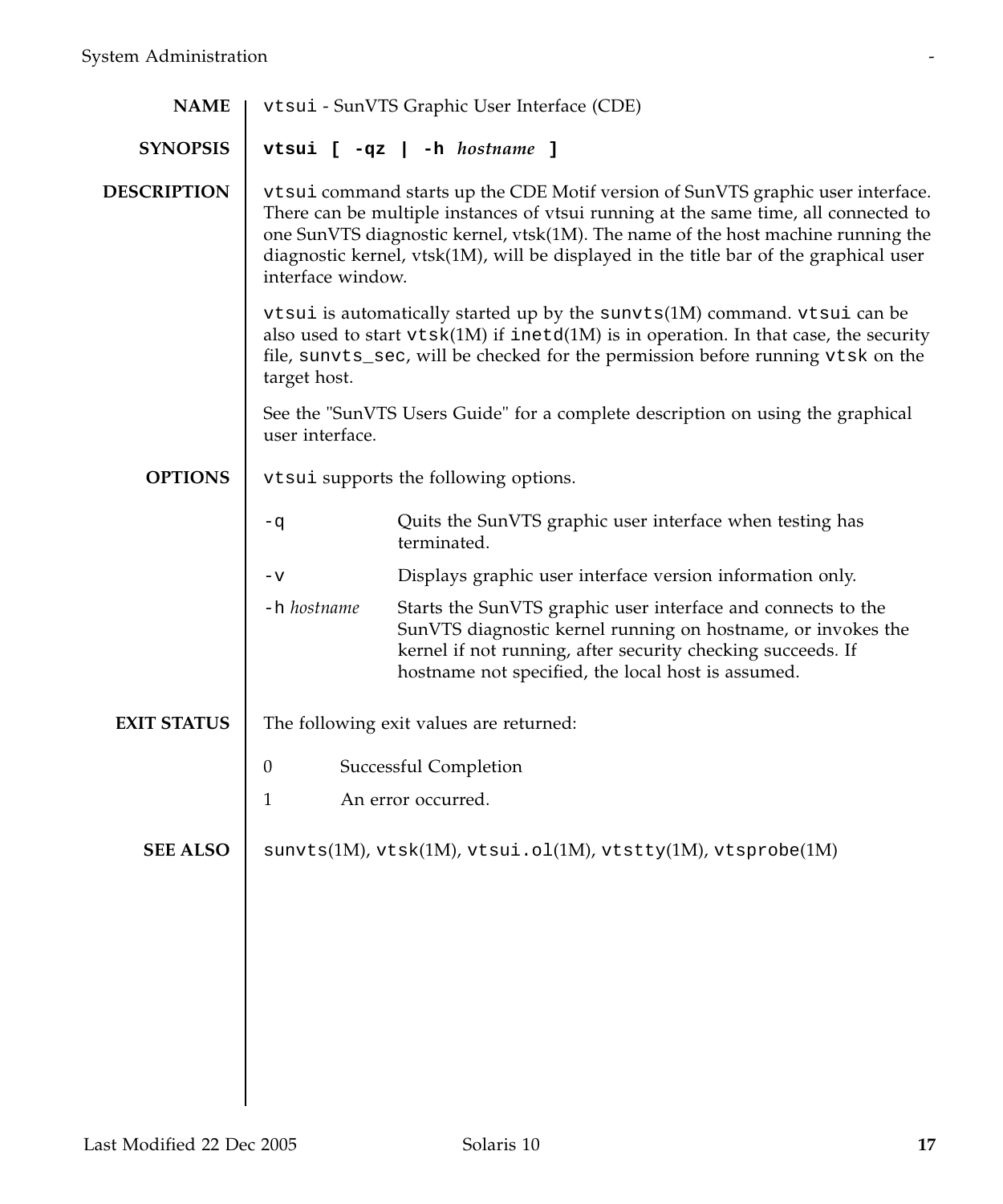## NAME

vtsui - SunVTS Graphic User Interface (CDE)

## SYNOPSIS

**vtsui [ -qz | -h** ***hostname*** **]**

## DESCRIPTION

vtsui command starts up the CDE Motif version of SunVTS graphic user interface. There can be multiple instances of vtsui running at the same time, all connected to one SunVTS diagnostic kernel, vtsk(1M). The name of the host machine running the diagnostic kernel, vtsk(1M), will be displayed in the title bar of the graphical user interface window.

vtsui is automatically started up by the sunvts(1M) command. vtsui can be also used to start vtsk(1M) if inetd(1M) is in operation. In that case, the security file, sunvts_sec, will be checked for the permission before running vtsk on the target host.

See the "SunVTS Users Guide" for a complete description on using the graphical user interface.

## OPTIONS

vtsui supports the following options.

| | |
|---|---|
| -q | Quits the SunVTS graphic user interface when testing has terminated. |
| -v | Displays graphic user interface version information only. |
| -h *hostname* | Starts the SunVTS graphic user interface and connects to the SunVTS diagnostic kernel running on hostname, or invokes the kernel if not running, after security checking succeeds. If hostname not specified, the local host is assumed. |

## EXIT STATUS

The following exit values are returned:

| | |
|---|---|
| 0 | Successful Completion |
| 1 | An error occurred. |

## SEE ALSO

sunvts(1M), vtsk(1M), vtsui.ol(1M), vtstty(1M), vtsprobe(1M)